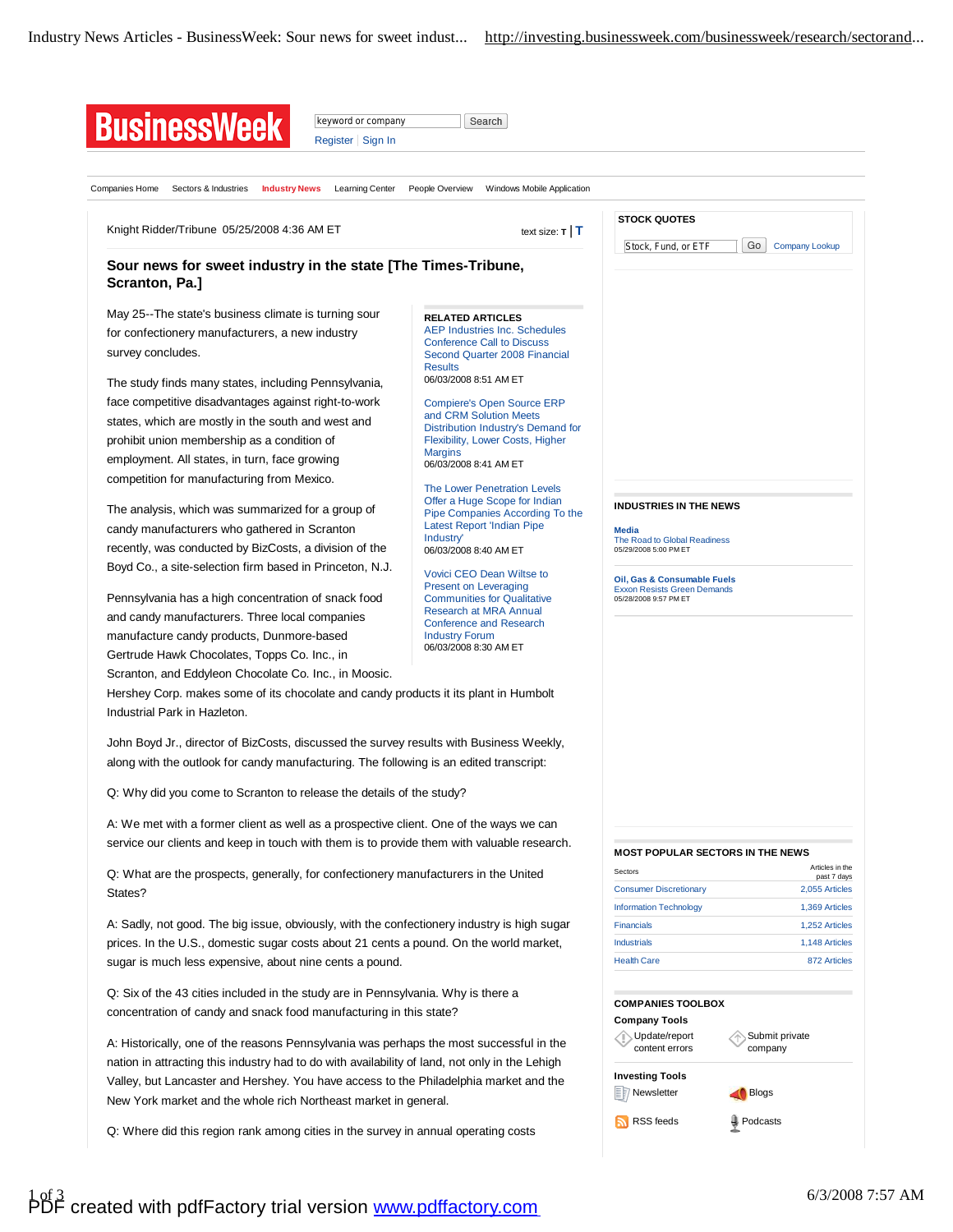Knight Ridder/Tribune 05/25/2008 4:36 AM ET

# Sour news for sweet industry in the state [The Times-Tribune, Scranton, Pa.]

May 25--The state's business climate is turning sour for confectionery manufacturers, a new industry survey concludes.

The study finds many states, including Pennsylvania, face competitive disadvantages against right-to-work states, which are mostly in the south and west and prohibit union membership as a condition of employment. All states, in turn, face growing competition for manufacturing from Mexico.

The analysis, which was summarized for a group of candy manufacturers who gathered in Scranton recently, was conducted by BizCosts, a division of the Boyd Co., a site-selection firm based in Princeton, N.J.

Pennsylvania has a high concentration of snack food and candy manufacturers. Three local companies manufacture candy products, Dunmore-based Gertrude Hawk Chocolates, Topps Co. Inc., in Scranton, and Eddyleon Chocolate Co. Inc., in Moosic. Hershey Corp. makes some of its chocolate and candy products it its plant in Humbolt Industrial Park in Hazleton.

John Boyd Jr., director of BizCosts, discussed the survey results with Business Weekly, along with the outlook for candy manufacturing. The following is an edited transcript:

Q: Why did you come to Scranton to release the details of the study?

A: We met with a former client as well as a prospective client. One of the ways we can service our clients and keep in touch with them is to provide them with valuable research.

Q: What are the prospects, generally, for confectionery manufacturers in the United States?

A: Sadly, not good. The big issue, obviously, with the confectionery industry is high sugar prices. In the U.S., domestic sugar costs about 21 cents a pound. On the world market, sugar is much less expensive, about nine cents a pound.

Q: Six of the 43 cities included in the study are in Pennsylvania. Why is there a concentration of candy and snack food manufacturing in this state?

A: Historically, one of the reasons Pennsylvania was perhaps the most successful in the nation in attracting this industry had to do with availability of land, not only in the Lehigh Valley, but Lancaster and Hershey. You have access to the Philadelphia market and the New York market and the whole rich Northeast market in general.

Q: Where did this region rank among cities in the survey in annual operating costs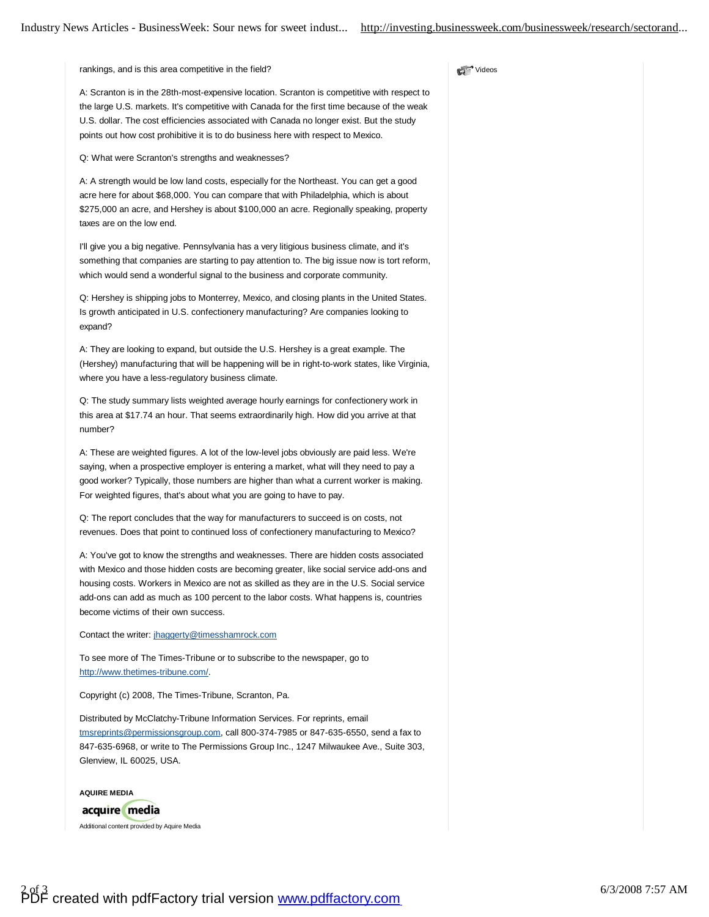rankings, and is this area competitive in the field?

A: Scranton is in the 28th-most-expensive location. Scranton is competitive with respect to the large U.S. markets. It's competitive with Canada for the first time because of the weak U.S. dollar. The cost efficiencies associated with Canada no longer exist. But the study points out how cost prohibitive it is to do business here with respect to Mexico.

Q: What were Scranton's strengths and weaknesses?

A: A strength would be low land costs, especially for the Northeast. You can get a good acre here for about $68,000. You can compare that with Philadelphia, which is about $275,000 an acre, and Hershey is about $100,000 an acre. Regionally speaking, property taxes are on the low end.

I'll give you a big negative. Pennsylvania has a very litigious business climate, and it's something that companies are starting to pay attention to. The big issue now is tort reform, which would send a wonderful signal to the business and corporate community.

Q: Hershey is shipping jobs to Monterrey, Mexico, and closing plants in the United States. Is growth anticipated in U.S. confectionery manufacturing? Are companies looking to expand?

A: They are looking to expand, but outside the U.S. Hershey is a great example. The (Hershey) manufacturing that will be happening will be in right-to-work states, like Virginia, where you have a less-regulatory business climate.

Q: The study summary lists weighted average hourly earnings for confectionery work in this area at $17.74 an hour. That seems extraordinarily high. How did you arrive at that number?

A: These are weighted figures. A lot of the low-level jobs obviously are paid less. We're saying, when a prospective employer is entering a market, what will they need to pay a good worker? Typically, those numbers are higher than what a current worker is making. For weighted figures, that's about what you are going to have to pay.

Q: The report concludes that the way for manufacturers to succeed is on costs, not revenues. Does that point to continued loss of confectionery manufacturing to Mexico?

A: You've got to know the strengths and weaknesses. There are hidden costs associated with Mexico and those hidden costs are becoming greater, like social service add-ons and housing costs. Workers in Mexico are not as skilled as they are in the U.S. Social service add-ons can add as much as 100 percent to the labor costs. What happens is, countries become victims of their own success.

Contact the writer: jhaggerty@timesshamrock.com

To see more of The Times-Tribune or to subscribe to the newspaper, go to http://www.thetimes-tribune.com/.

Copyright (c) 2008, The Times-Tribune, Scranton, Pa.

Distributed by McClatchy-Tribune Information Services. For reprints, email tmsreprints@permissionsgroup.com, call 800-374-7985 or 847-635-6550, send a fax to 847-635-6968, or write to The Permissions Group Inc., 1247 Milwaukee Ave., Suite 303, Glenview, IL 60025, USA.

**AQUIRE MEDIA**

acquire media

Additional content provided by Aquire Media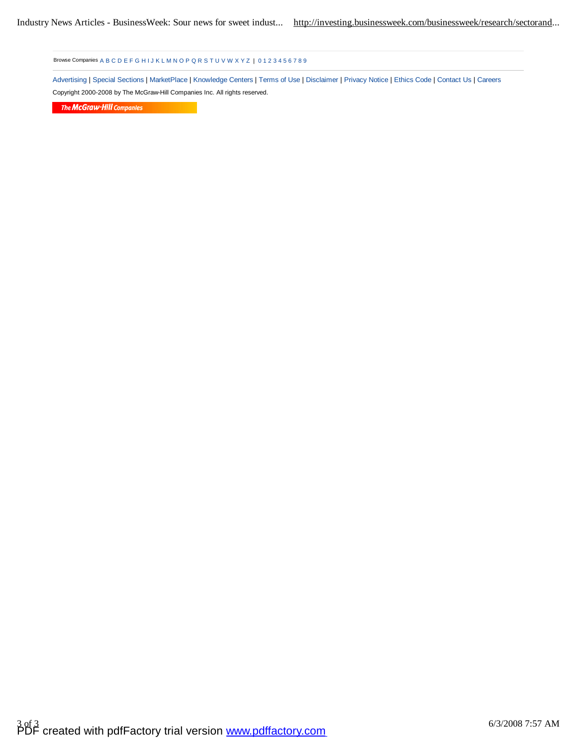Browse Companies A B C D E F G H I J K L M N O P Q R S T U V W X Y Z | 0 1 2 3 4 5 6 7 8 9

Advertising | Special Sections | MarketPlace | Knowledge Centers | Terms of Use | Disclaimer | Privacy Notice | Ethics Code | Contact Us | Careers

Copyright 2000-2008 by The McGraw-Hill Companies Inc. All rights reserved.

The McGraw-Hill Companies